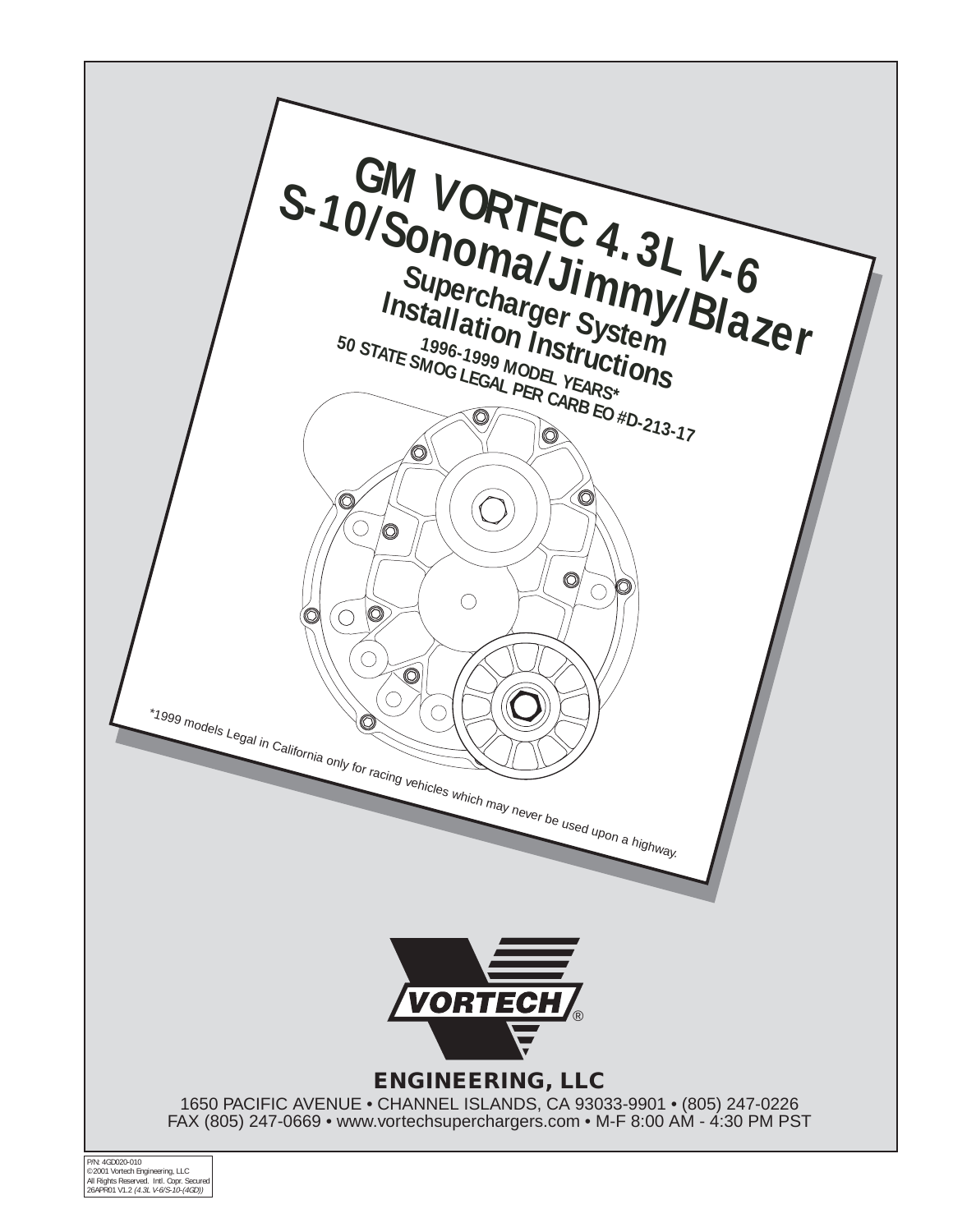# GM VORTEC 4.3L V-6

# S-10/Sonoma/Jimmy/Blazer

## Supercharger System Installation Instructions

**1996-1999 MODEL YEARS***

**50 STATE SMOG LEGAL PER CARB EO #D-213-17**

*1999 models Legal in California only for racing vehicles which may never be used upon a highway.

VORTECH®

**ENGINEERING, LLC**

1650 PACIFIC AVENUE • CHANNEL ISLANDS, CA 93033-9901 • (805) 247-0226
FAX (805) 247-0669 • www.vortechsuperchargers.com • M-F 8:00 AM - 4:30 PM PST

P/N: 4GD020-010
©2001 Vortech Engineering, LLC
All Rights Reserved. Intl. Copr. Secured
26APR01 V1.2 *(4.3L V-6/S-10-(4GD))*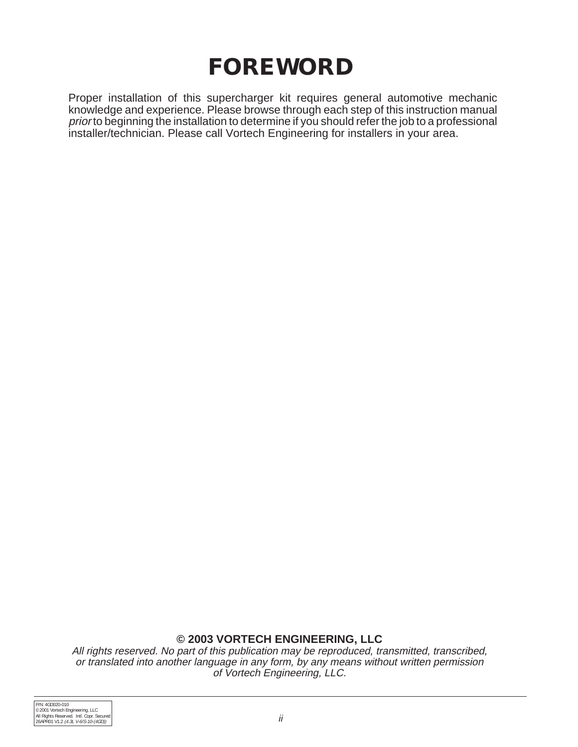# FOREWORD

Proper installation of this supercharger kit requires general automotive mechanic knowledge and experience. Please browse through each step of this instruction manual *prior* to beginning the installation to determine if you should refer the job to a professional installer/technician. Please call Vortech Engineering for installers in your area.

**© 2003 VORTECH ENGINEERING, LLC**

*All rights reserved. No part of this publication may be reproduced, transmitted, transcribed, or translated into another language in any form, by any means without written permission of Vortech Engineering, LLC.*

P/N: 4GD020-010
© 2001 Vortech Engineering, LLC
All Rights Reserved. Intl. Copr. Secured
26APR01 V1.2 *(4.3L V-6/S-10-(4GD))*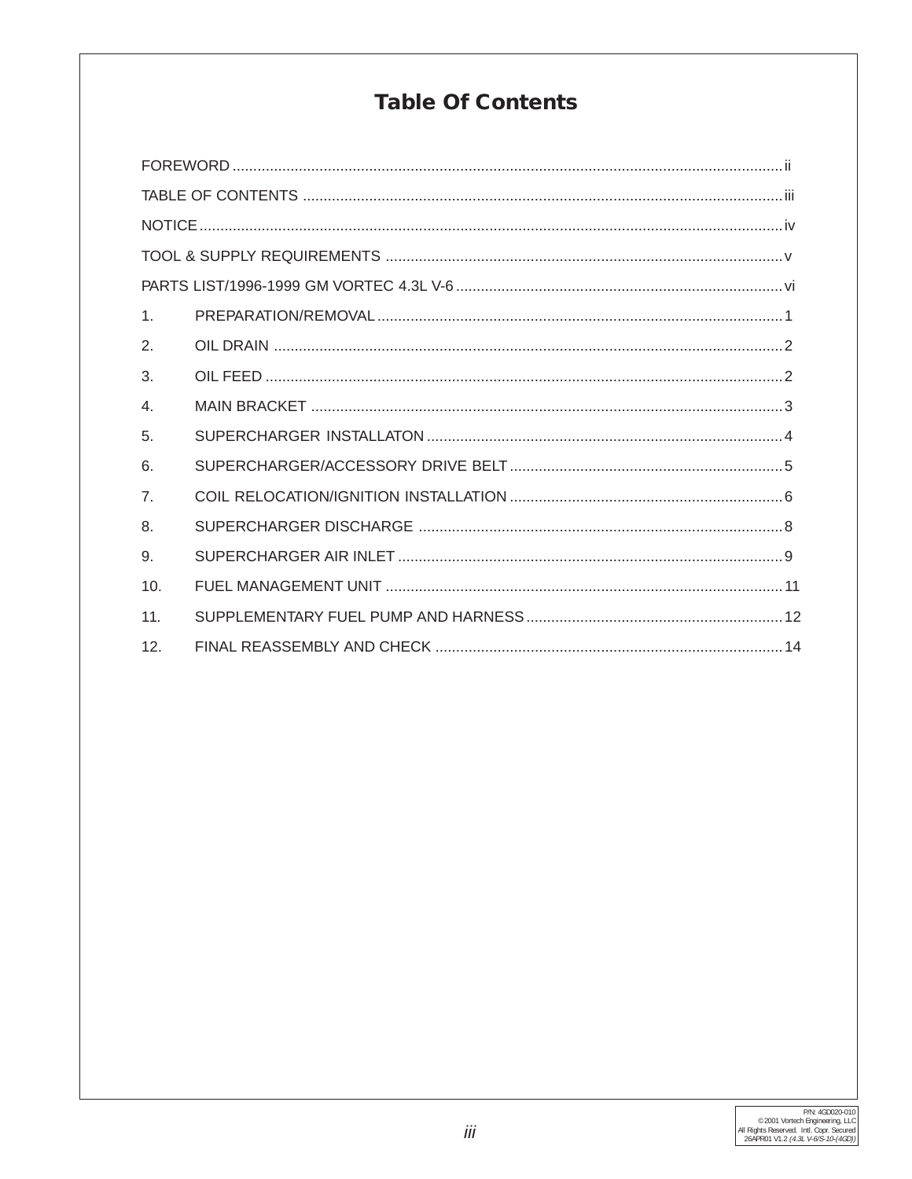# Table Of Contents

| | | |
|---|---|---|
| FOREWORD | | ii |
| TABLE OF CONTENTS | | iii |
| NOTICE | | iv |
| TOOL & SUPPLY REQUIREMENTS | | v |
| PARTS LIST/1996-1999 GM VORTEC 4.3L V-6 | | vi |
| 1. | PREPARATION/REMOVAL | 1 |
| 2. | OIL DRAIN | 2 |
| 3. | OIL FEED | 2 |
| 4. | MAIN BRACKET | 3 |
| 5. | SUPERCHARGER INSTALLATON | 4 |
| 6. | SUPERCHARGER/ACCESSORY DRIVE BELT | 5 |
| 7. | COIL RELOCATION/IGNITION INSTALLATION | 6 |
| 8. | SUPERCHARGER DISCHARGE | 8 |
| 9. | SUPERCHARGER AIR INLET | 9 |
| 10. | FUEL MANAGEMENT UNIT | 11 |
| 11. | SUPPLEMENTARY FUEL PUMP AND HARNESS | 12 |
| 12. | FINAL REASSEMBLY AND CHECK | 14 |

P/N: 4GD020-010
©2001 Vortech Engineering, LLC
All Rights Reserved. Intl. Copr. Secured
26APR01 V1.2 *(4.3L V-6/S-10-(4GD))*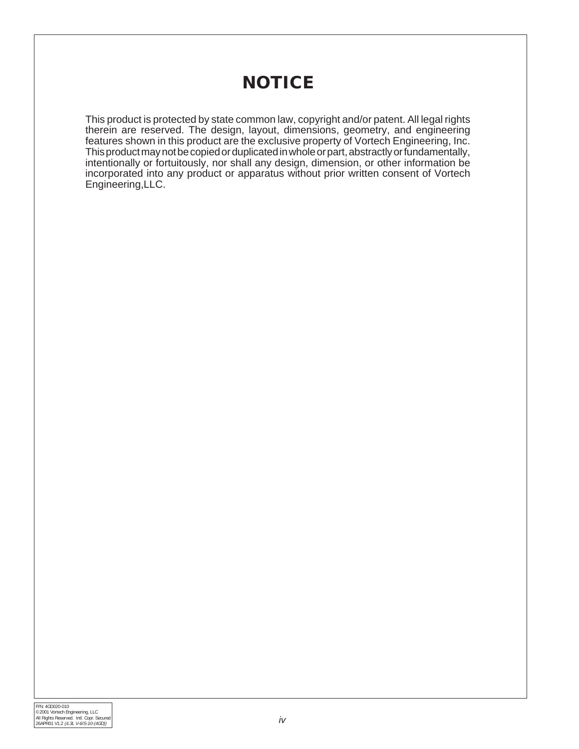# NOTICE

This product is protected by state common law, copyright and/or patent. All legal rights therein are reserved. The design, layout, dimensions, geometry, and engineering features shown in this product are the exclusive property of Vortech Engineering, Inc. This product may not be copied or duplicated in whole or part, abstractly or fundamentally, intentionally or fortuitously, nor shall any design, dimension, or other information be incorporated into any product or apparatus without prior written consent of Vortech Engineering,LLC.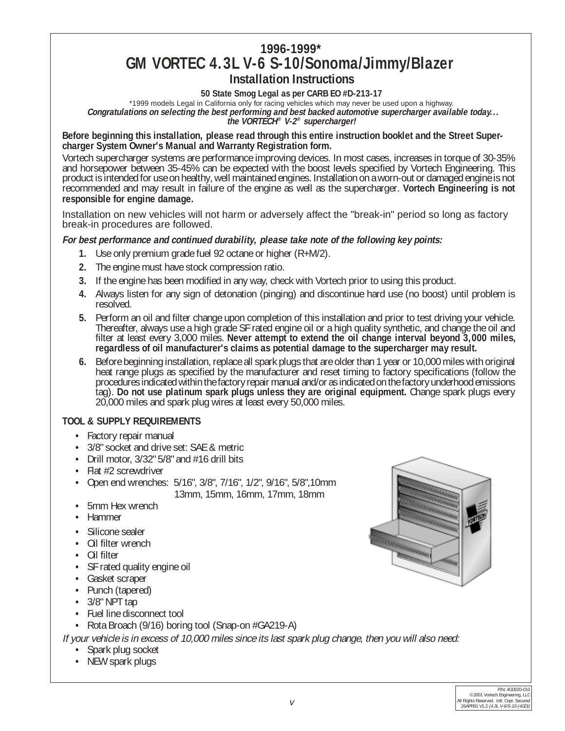# 1996-1999*

# GM VORTEC 4.3L V-6 S-10/Sonoma/Jimmy/Blazer

## Installation Instructions

**50 State Smog Legal as per CARB EO #D-213-17**

*1999 models Legal in California only for racing vehicles which may never be used upon a highway.

***Congratulations on selecting the best performing and best backed automotive supercharger available today… the VORTECH® V-2® supercharger!***

**Before beginning this installation, please read through this entire instruction booklet and the Street Supercharger System Owner's Manual and Warranty Registration form.**

Vortech supercharger systems are performance improving devices. In most cases, increases in torque of 30-35% and horsepower between 35-45% can be expected with the boost levels specified by Vortech Engineering. This product is intended for use on healthy, well maintained engines. Installation on a worn-out or damaged engine is not recommended and may result in failure of the engine as well as the supercharger. **Vortech Engineering is not responsible for engine damage.**

Installation on new vehicles will not harm or adversely affect the "break-in" period so long as factory break-in procedures are followed.

***For best performance and continued durability, please take note of the following key points:***

1. Use only premium grade fuel 92 octane or higher (R+M/2).
2. The engine must have stock compression ratio.
3. If the engine has been modified in any way, check with Vortech prior to using this product.
4. Always listen for any sign of detonation (pinging) and discontinue hard use (no boost) until problem is resolved.
5. Perform an oil and filter change upon completion of this installation and prior to test driving your vehicle. Thereafter, always use a high grade SF rated engine oil or a high quality synthetic, and change the oil and filter at least every 3,000 miles. **Never attempt to extend the oil change interval beyond 3,000 miles, regardless of oil manufacturer's claims as potential damage to the supercharger may result.**
6. Before beginning installation, replace all spark plugs that are older than 1 year or 10,000 miles with original heat range plugs as specified by the manufacturer and reset timing to factory specifications (follow the procedures indicated within the factory repair manual and/or as indicated on the factory underhood emissions tag). **Do not use platinum spark plugs unless they are original equipment.** Change spark plugs every 20,000 miles and spark plug wires at least every 50,000 miles.

**TOOL & SUPPLY REQUIREMENTS**

- Factory repair manual
- 3/8" socket and drive set: SAE & metric
- Drill motor, 3/32" 5/8" and #16 drill bits
- Flat #2 screwdriver
- Open end wrenches: 5/16", 3/8", 7/16", 1/2", 9/16", 5/8",10mm 13mm, 15mm, 16mm, 17mm, 18mm
- 5mm Hex wrench
- Hammer
- Silicone sealer
- Oil filter wrench
- Oil filter
- SF rated quality engine oil
- Gasket scraper
- Punch (tapered)
- 3/8" NPT tap
- Fuel line disconnect tool
- Rota Broach (9/16) boring tool (Snap-on #GA219-A)

*If your vehicle is in excess of 10,000 miles since its last spark plug change, then you will also need:*

- Spark plug socket
- NEW spark plugs

P/N: 4GD020-010
© 2001 Vortech Engineering, LLC
All Rights Reserved. Intl. Copr. Secured
26APR01 V1.2 *(4.3L V-6/S-10-(4GD))*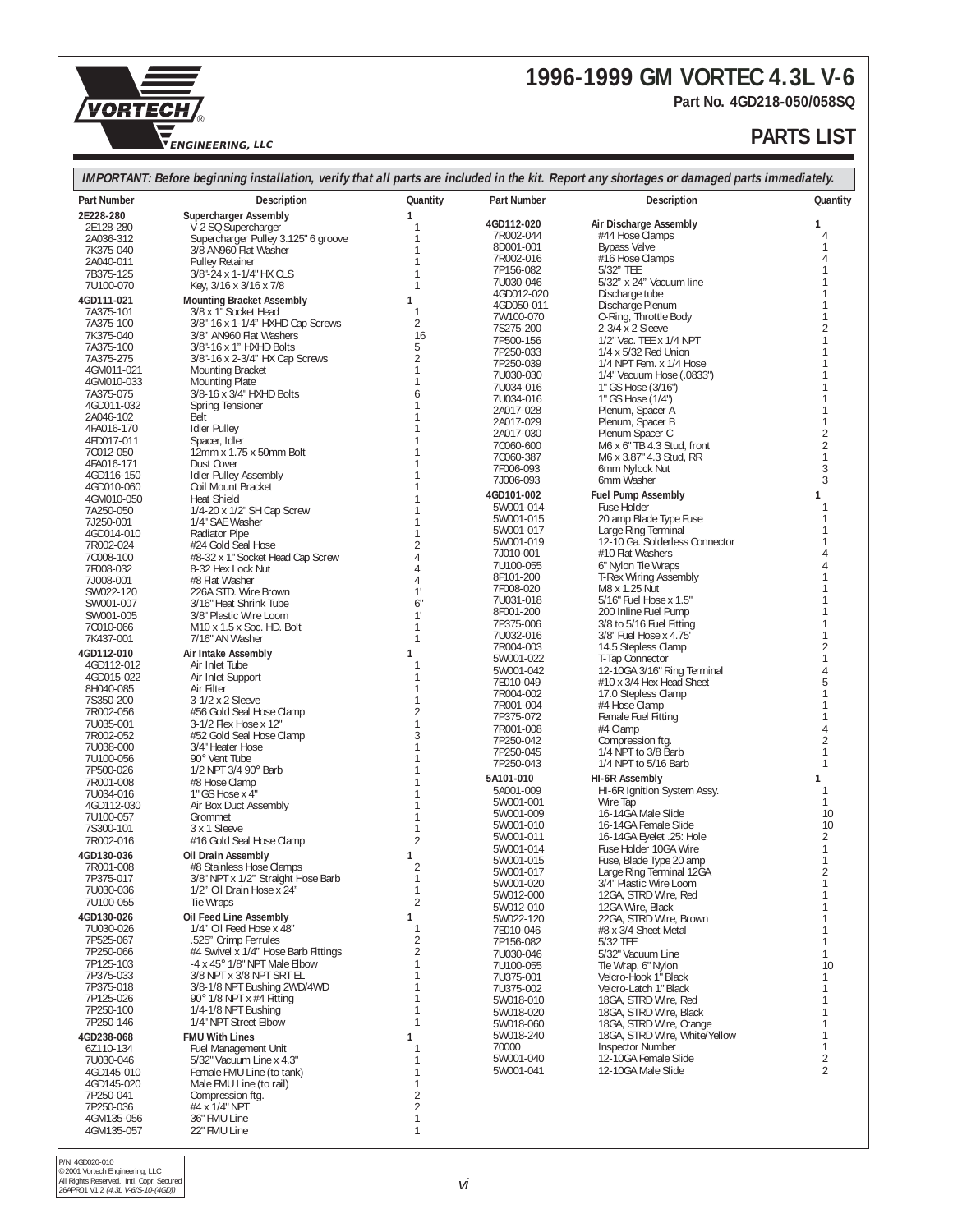# 1996-1999 GM VORTEC 4.3L V-6

**Part No. 4GD218-050/058SQ**

## PARTS LIST

***IMPORTANT: Before beginning installation, verify that all parts are included in the kit. Report any shortages or damaged parts immediately.***

| Part Number | Description | Quantity |
|---|---|---|
| **2E228-280** | **Supercharger Assembly** | **1** |
| 2E128-280 | V-2 SQ Supercharger | 1 |
| 2A036-312 | Supercharger Pulley 3.125" 6 groove | 1 |
| 7K375-040 | 3/8 AN960 Flat Washer | 1 |
| 2A040-011 | Pulley Retainer | 1 |
| 7B375-125 | 3/8"-24 x 1-1/4" HX CLS | 1 |
| 7U100-070 | Key, 3/16 x 3/16 x 7/8 | 1 |
| **4GD111-021** | **Mounting Bracket Assembly** | **1** |
| 7A375-101 | 3/8 x 1" Socket Head | 1 |
| 7A375-100 | 3/8"-16 x 1-1/4" HXHD Cap Screws | 2 |
| 7K375-040 | 3/8" AN960 Flat Washers | 16 |
| 7A375-100 | 3/8"-16 x 1" HXHD Bolts | 5 |
| 7A375-275 | 3/8"-16 x 2-3/4" HX Cap Screws | 2 |
| 4GM011-021 | Mounting Bracket | 1 |
| 4GM010-033 | Mounting Plate | 1 |
| 7A375-075 | 3/8-16 x 3/4" HXHD Bolts | 6 |
| 4GD011-032 | Spring Tensioner | 1 |
| 2A046-102 | Belt | 1 |
| 4FA016-170 | Idler Pulley | 1 |
| 4FD017-011 | Spacer, Idler | 1 |
| 7C012-050 | 12mm x 1.75 x 50mm Bolt | 1 |
| 4FA016-171 | Dust Cover | 1 |
| 4GD116-150 | Idler Pulley Assembly | 1 |
| 4GD010-060 | Coil Mount Bracket | 1 |
| 4GM010-050 | Heat Shield | 1 |
| 7A250-050 | 1/4-20 x 1/2" SH Cap Screw | 1 |
| 7J250-001 | 1/4" SAE Washer | 1 |
| 4GD014-010 | Radiator Pipe | 1 |
| 7R002-024 | #24 Gold Seal Hose | 2 |
| 7C008-100 | #8-32 x 1" Socket Head Cap Screw | 4 |
| 7F008-032 | 8-32 Hex Lock Nut | 4 |
| 7J008-001 | #8 Flat Washer | 4 |
| SW022-120 | 226A STD. Wire Brown | 1' |
| SW001-007 | 3/16" Heat Shrink Tube | 6" |
| SW001-005 | 3/8" Plastic Wire Loom | 1' |
| 7C010-066 | M10 x 1.5 x Soc. HD. Bolt | 1 |
| 7K437-001 | 7/16" AN Washer | 1 |
| **4GD112-010** | **Air Intake Assembly** | **1** |
| 4GD112-012 | Air Inlet Tube | 1 |
| 4GD015-022 | Air Inlet Support | 1 |
| 8H040-085 | Air Filter | 1 |
| 7S350-200 | 3-1/2 x 2 Sleeve | 1 |
| 7R002-056 | #56 Gold Seal Hose Clamp | 2 |
| 7U035-001 | 3-1/2 Flex Hose x 12" | 1 |
| 7R002-052 | #52 Gold Seal Hose Clamp | 3 |
| 7U038-000 | 3/4" Heater Hose | 1 |
| 7U100-056 | 90° Vent Tube | 1 |
| 7P500-026 | 1/2 NPT 3/4 90° Barb | 1 |
| 7R001-008 | #8 Hose Clamp | 1 |
| 7U034-016 | 1" GS Hose x 4" | 1 |
| 4GD112-030 | Air Box Duct Assembly | 1 |
| 7U100-057 | Grommet | 1 |
| 7S300-101 | 3 x 1 Sleeve | 1 |
| 7R002-016 | #16 Gold Seal Hose Clamp | 2 |
| **4GD130-036** | **Oil Drain Assembly** | **1** |
| 7R001-008 | #8 Stainless Hose Clamps | 2 |
| 7P375-017 | 3/8" NPT x 1/2" Straight Hose Barb | 1 |
| 7U030-036 | 1/2" Oil Drain Hose x 24" | 1 |
| 7U100-055 | Tie Wraps | 2 |
| **4GD130-026** | **Oil Feed Line Assembly** | **1** |
| 7U030-026 | 1/4" Oil Feed Hose x 48" | 1 |
| 7P525-067 | .525" Crimp Ferrules | 2 |
| 7P250-066 | #4 Swivel x 1/4" Hose Barb Fittings | 2 |
| 7P125-103 | -4 x 45° 1/8" NPT Male Elbow | 1 |
| 7P375-033 | 3/8 NPT x 3/8 NPT SRT EL | 1 |
| 7P375-018 | 3/8-1/8 NPT Bushing 2WD/4WD | 1 |
| 7P125-026 | 90° 1/8 NPT x #4 Fitting | 1 |
| 7P250-100 | 1/4-1/8 NPT Bushing | 1 |
| 7P250-146 | 1/4" NPT Street Elbow | 1 |
| **4GD238-068** | **FMU With Lines** | **1** |
| 6Z110-134 | Fuel Management Unit | 1 |
| 7U030-046 | 5/32" Vacuum Line x 4.3" | 1 |
| 4GD145-010 | Female FMU Line (to tank) | 1 |
| 4GD145-020 | Male FMU Line (to rail) | 1 |
| 7P250-041 | Compression ftg. | 2 |
| 7P250-036 | #4 x 1/4" NPT | 2 |
| 4GM135-056 | 36" FMU Line | 1 |
| 4GM135-057 | 22" FMU Line | 1 |
| **4GD112-020** | **Air Discharge Assembly** | **1** |
| 7R002-044 | #44 Hose Clamps | 4 |
| 8D001-001 | Bypass Valve | 1 |
| 7R002-016 | #16 Hose Clamps | 4 |
| 7P156-082 | 5/32" TEE | 1 |
| 7U030-046 | 5/32" x 24" Vacuum line | 1 |
| 4GD012-020 | Discharge tube | 1 |
| 4GD050-011 | Discharge Plenum | 1 |
| 7W100-070 | O-Ring, Throttle Body | 1 |
| 7S275-200 | 2-3/4 x 2 Sleeve | 2 |
| 7P500-156 | 1/2" Vac. TEE x 1/4 NPT | 1 |
| 7P250-033 | 1/4 x 5/32 Red Union | 1 |
| 7P250-039 | 1/4 NPT Fem. x 1/4 Hose | 1 |
| 7U030-030 | 1/4" Vacuum Hose (.0833") | 1 |
| 7U034-016 | 1" GS Hose (3/16") | 1 |
| 7U034-016 | 1" GS Hose (1/4") | 1 |
| 2A017-028 | Plenum, Spacer A | 1 |
| 2A017-029 | Plenum, Spacer B | 1 |
| 2A017-030 | Plenum Spacer C | 2 |
| 7C060-600 | M6 x 6" TB 4.3 Stud, front | 2 |
| 7C060-387 | M6 x 3.87" 4.3 Stud, RR | 1 |
| 7F006-093 | 6mm Nylock Nut | 3 |
| 7J006-093 | 6mm Washer | 3 |
| **4GD101-002** | **Fuel Pump Assembly** | **1** |
| 5W001-014 | Fuse Holder | 1 |
| 5W001-015 | 20 amp Blade Type Fuse | 1 |
| 5W001-017 | Large Ring Terminal | 1 |
| 5W001-019 | 12-10 Ga. Solderless Connector | 1 |
| 7J010-001 | #10 Flat Washers | 4 |
| 7U100-055 | 6" Nylon Tie Wraps | 4 |
| 8F101-200 | T-Rex Wiring Assembly | 1 |
| 7F008-020 | M8 x 1.25 Nut | 1 |
| 7U031-018 | 5/16" Fuel Hose x 1.5" | 1 |
| 8F001-200 | 200 Inline Fuel Pump | 1 |
| 7P375-006 | 3/8 to 5/16 Fuel Fitting | 1 |
| 7U032-016 | 3/8" Fuel Hose x 4.75' | 1 |
| 7R004-003 | 14.5 Stepless Clamp | 2 |
| 5W001-022 | T-Tap Connector | 1 |
| 5W001-042 | 12-10GA 3/16" Ring Terminal | 4 |
| 7E010-049 | #10 x 3/4 Hex Head Sheet | 5 |
| 7R004-002 | 17.0 Stepless Clamp | 1 |
| 7R001-004 | #4 Hose Clamp | 1 |
| 7P375-072 | Female Fuel Fitting | 1 |
| 7R001-008 | #4 Clamp | 4 |
| 7P250-042 | Compression ftg. | 2 |
| 7P250-045 | 1/4 NPT to 3/8 Barb | 1 |
| 7P250-043 | 1/4 NPT to 5/16 Barb | 1 |
| **5A101-010** | **HI-6R Assembly** | **1** |
| 5A001-009 | HI-6R Ignition System Assy. | 1 |
| 5W001-001 | Wire Tap | 1 |
| 5W001-009 | 16-14GA Male Slide | 10 |
| 5W001-010 | 16-14GA Female Slide | 10 |
| 5W001-011 | 16-14GA Eyelet .25: Hole | 2 |
| 5W001-014 | Fuse Holder 10GA Wire | 1 |
| 5W001-015 | Fuse, Blade Type 20 amp | 1 |
| 5W001-017 | Large Ring Terminal 12GA | 2 |
| 5W001-020 | 3/4" Plastic Wire Loom | 1 |
| 5W012-000 | 12GA, STRD Wire, Red | 1 |
| 5W012-010 | 12GA Wire, Black | 1 |
| 5W022-120 | 22GA, STRD Wire, Brown | 1 |
| 7E010-046 | #8 x 3/4 Sheet Metal | 1 |
| 7P156-082 | 5/32 TEE | 1 |
| 7U030-046 | 5/32" Vacuum Line | 1 |
| 7U100-055 | Tie Wrap, 6" Nylon | 10 |
| 7U375-001 | Velcro-Hook 1" Black | 1 |
| 7U375-002 | Velcro-Latch 1" Black | 1 |
| 5W018-010 | 18GA, STRD Wire, Red | 1 |
| 5W018-020 | 18GA, STRD Wire, Black | 1 |
| 5W018-060 | 18GA, STRD Wire, Orange | 1 |
| 5W018-240 | 18GA, STRD Wire, White/Yellow | 1 |
| 70000 | Inspector Number | 1 |
| 5W001-040 | 12-10GA Female Slide | 2 |
| 5W001-041 | 12-10GA Male Slide | 2 |

P/N: 4GD020-010
© 2001 Vortech Engineering, LLC
All Rights Reserved. Intl. Copr. Secured
26APR01 V1.2 *(4.3L V-6/S-10-(4GD))*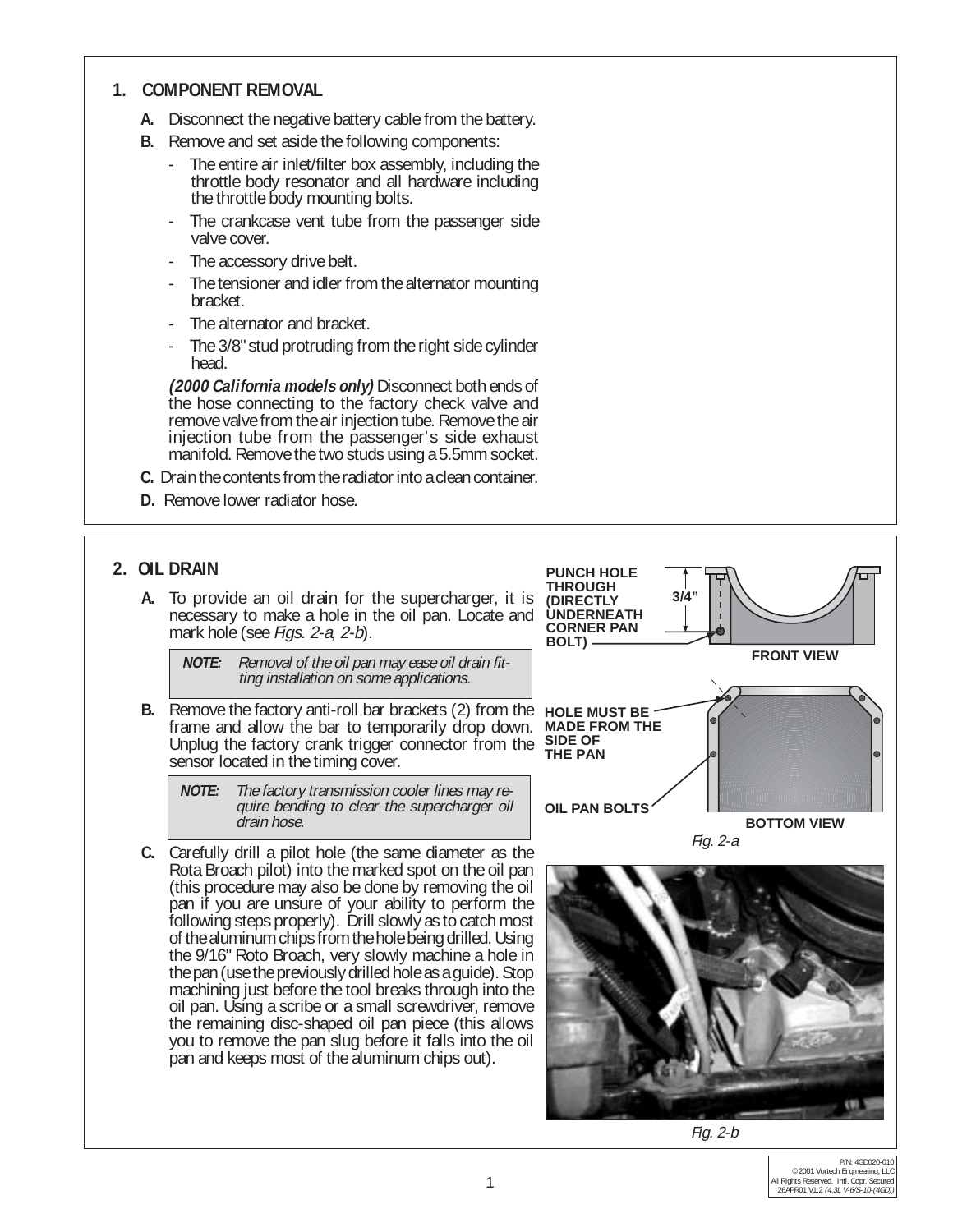## 1. COMPONENT REMOVAL

**A.** Disconnect the negative battery cable from the battery.

**B.** Remove and set aside the following components:

- The entire air inlet/filter box assembly, including the throttle body resonator and all hardware including the throttle body mounting bolts.
- The crankcase vent tube from the passenger side valve cover.
- The accessory drive belt.
- The tensioner and idler from the alternator mounting bracket.
- The alternator and bracket.
- The 3/8" stud protruding from the right side cylinder head.

***(2000 California models only)*** Disconnect both ends of the hose connecting to the factory check valve and remove valve from the air injection tube. Remove the air injection tube from the passenger's side exhaust manifold. Remove the two studs using a 5.5mm socket.

**C.** Drain the contents from the radiator into a clean container.

**D.** Remove lower radiator hose.

## 2. OIL DRAIN

**A.** To provide an oil drain for the supercharger, it is necessary to make a hole in the oil pan. Locate and mark hole (see *Figs. 2-a, 2-b*).

> ***NOTE:*** *Removal of the oil pan may ease oil drain fitting installation on some applications.*

**B.** Remove the factory anti-roll bar brackets (2) from the frame and allow the bar to temporarily drop down. Unplug the factory crank trigger connector from the sensor located in the timing cover.

> ***NOTE:*** *The factory transmission cooler lines may require bending to clear the supercharger oil drain hose.*

**C.** Carefully drill a pilot hole (the same diameter as the Rota Broach pilot) into the marked spot on the oil pan (this procedure may also be done by removing the oil pan if you are unsure of your ability to perform the following steps properly). Drill slowly as to catch most of the aluminum chips from the hole being drilled. Using the 9/16" Roto Broach, very slowly machine a hole in the pan (use the previously drilled hole as a guide). Stop machining just before the tool breaks through into the oil pan. Using a scribe or a small screwdriver, remove the remaining disc-shaped oil pan piece (this allows you to remove the pan slug before it falls into the oil pan and keeps most of the aluminum chips out).

PUNCH HOLE THROUGH (DIRECTLY UNDERNEATH CORNER PAN BOLT)

3/4"

FRONT VIEW

HOLE MUST BE MADE FROM THE SIDE OF THE PAN

OIL PAN BOLTS

BOTTOM VIEW

*Fig. 2-a*

*Fig. 2-b*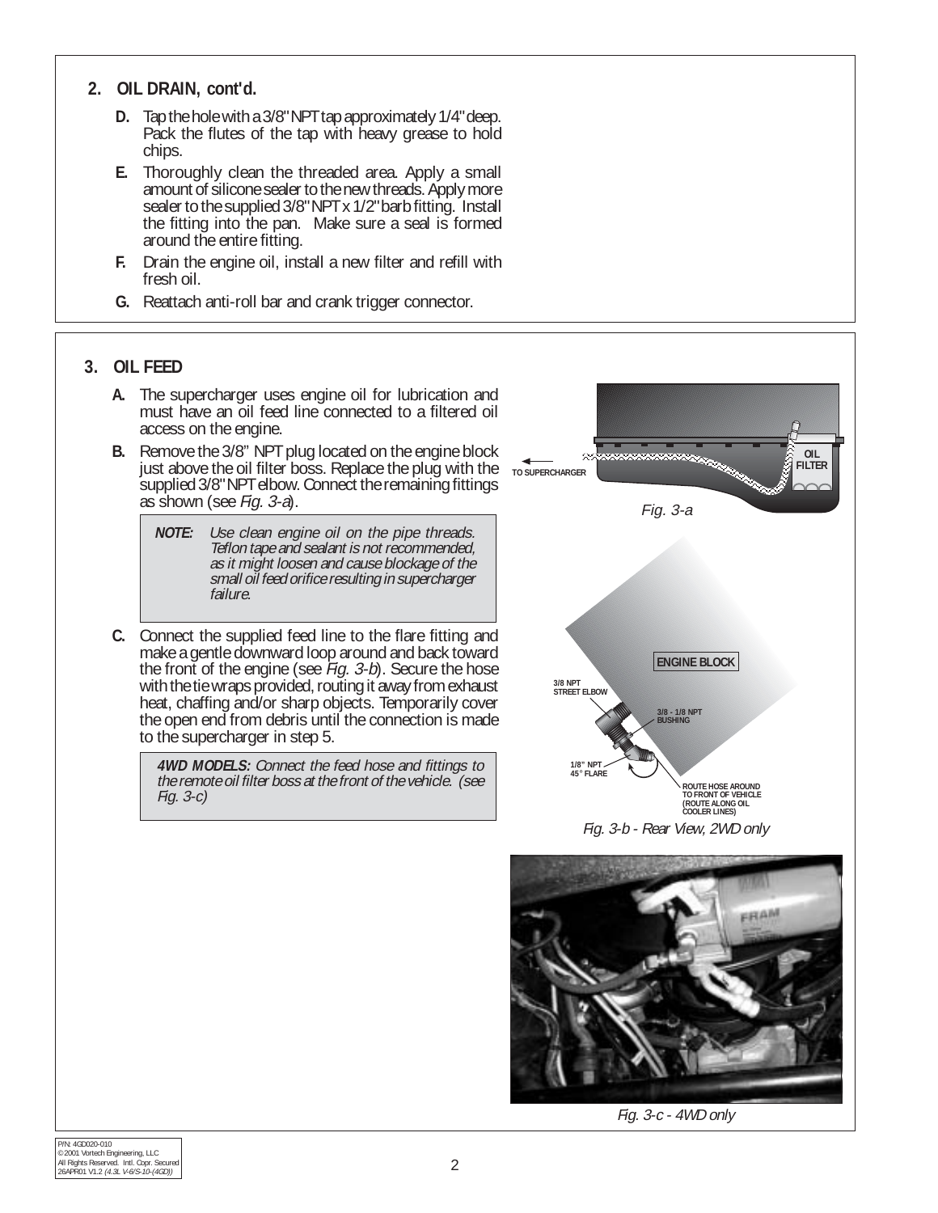## 2. OIL DRAIN, cont'd.

**D.** Tap the hole with a 3/8" NPT tap approximately 1/4" deep. Pack the flutes of the tap with heavy grease to hold chips.

**E.** Thoroughly clean the threaded area. Apply a small amount of silicone sealer to the new threads. Apply more sealer to the supplied 3/8" NPT x 1/2" barb fitting. Install the fitting into the pan. Make sure a seal is formed around the entire fitting.

**F.** Drain the engine oil, install a new filter and refill with fresh oil.

**G.** Reattach anti-roll bar and crank trigger connector.

## 3. OIL FEED

**A.** The supercharger uses engine oil for lubrication and must have an oil feed line connected to a filtered oil access on the engine.

**B.** Remove the 3/8" NPT plug located on the engine block just above the oil filter boss. Replace the plug with the supplied 3/8" NPT elbow. Connect the remaining fittings as shown (see *Fig. 3-a*).

> ***NOTE:*** *Use clean engine oil on the pipe threads. Teflon tape and sealant is not recommended, as it might loosen and cause blockage of the small oil feed orifice resulting in supercharger failure.*

**C.** Connect the supplied feed line to the flare fitting and make a gentle downward loop around and back toward the front of the engine (see *Fig. 3-b*). Secure the hose with the tie wraps provided, routing it away from exhaust heat, chaffing and/or sharp objects. Temporarily cover the open end from debris until the connection is made to the supercharger in step 5.

> ***4WD MODELS:*** *Connect the feed hose and fittings to the remote oil filter boss at the front of the vehicle. (see Fig. 3-c)*

TO SUPERCHARGER — OIL FILTER

Fig. 3-a

ENGINE BLOCK — 3/8 NPT STREET ELBOW — 3/8 - 1/8 NPT BUSHING — 1/8" NPT 45° FLARE — ROUTE HOSE AROUND TO FRONT OF VEHICLE (ROUTE ALONG OIL COOLER LINES)

Fig. 3-b - Rear View, 2WD only

Fig. 3-c - 4WD only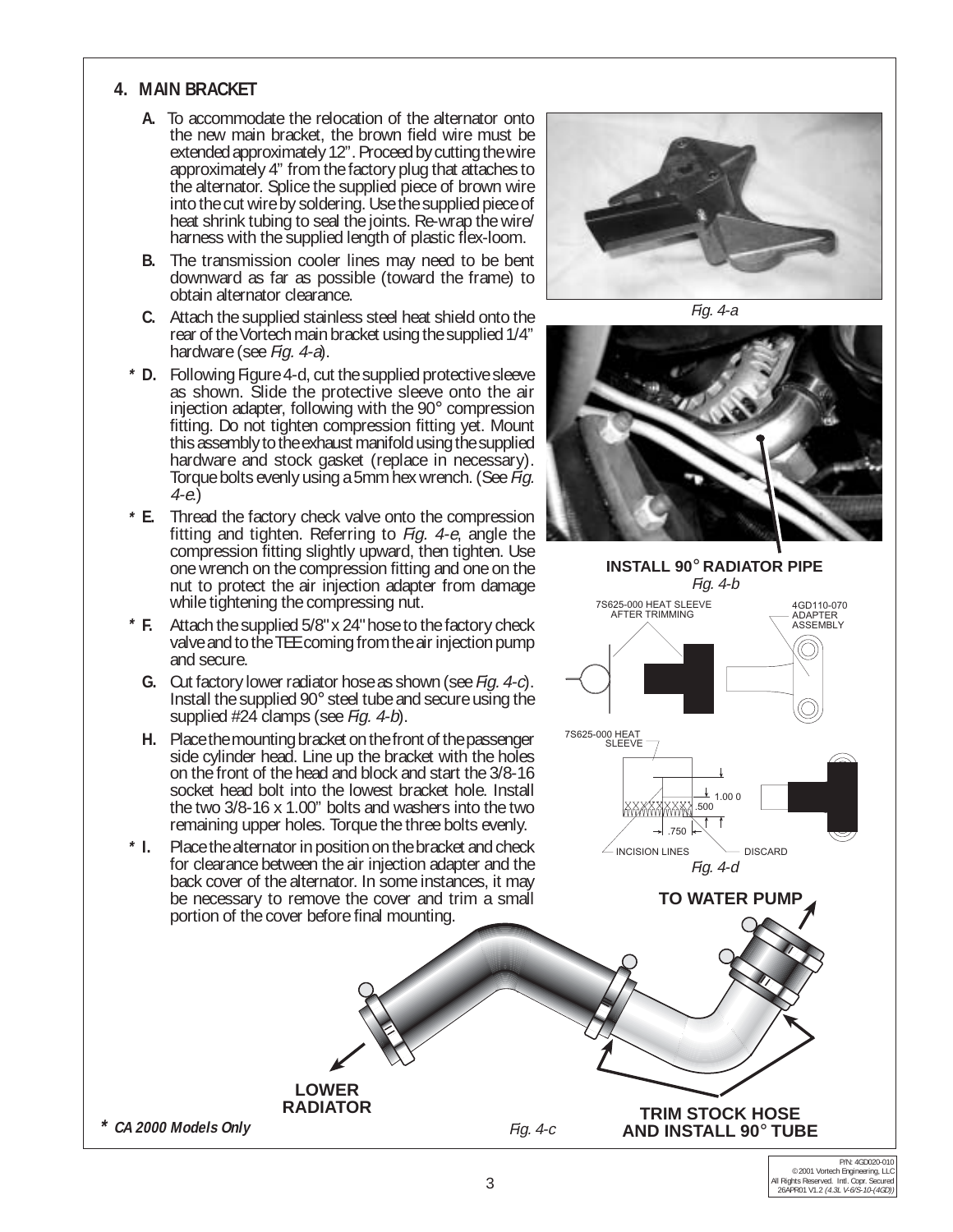## 4. MAIN BRACKET

**A.** To accommodate the relocation of the alternator onto the new main bracket, the brown field wire must be extended approximately 12". Proceed by cutting the wire approximately 4" from the factory plug that attaches to the alternator. Splice the supplied piece of brown wire into the cut wire by soldering. Use the supplied piece of heat shrink tubing to seal the joints. Re-wrap the wire/ harness with the supplied length of plastic flex-loom.

**B.** The transmission cooler lines may need to be bent downward as far as possible (toward the frame) to obtain alternator clearance.

**C.** Attach the supplied stainless steel heat shield onto the rear of the Vortech main bracket using the supplied 1/4" hardware (see *Fig. 4-a*).

**\* D.** Following Figure 4-d, cut the supplied protective sleeve as shown. Slide the protective sleeve onto the air injection adapter, following with the 90° compression fitting. Do not tighten compression fitting yet. Mount this assembly to the exhaust manifold using the supplied hardware and stock gasket (replace in necessary). Torque bolts evenly using a 5mm hex wrench. (See *Fig. 4-e*.)

**\* E.** Thread the factory check valve onto the compression fitting and tighten. Referring to *Fig. 4-e*, angle the compression fitting slightly upward, then tighten. Use one wrench on the compression fitting and one on the nut to protect the air injection adapter from damage while tightening the compressing nut.

**\* F.** Attach the supplied 5/8" x 24" hose to the factory check valve and to the TEE coming from the air injection pump and secure.

**G.** Cut factory lower radiator hose as shown (see *Fig. 4-c*). Install the supplied 90° steel tube and secure using the supplied #24 clamps (see *Fig. 4-b*).

**H.** Place the mounting bracket on the front of the passenger side cylinder head. Line up the bracket with the holes on the front of the head and block and start the 3/8-16 socket head bolt into the lowest bracket hole. Install the two 3/8-16 x 1.00" bolts and washers into the two remaining upper holes. Torque the three bolts evenly.

**\* I.** Place the alternator in position on the bracket and check for clearance between the air injection adapter and the back cover of the alternator. In some instances, it may be necessary to remove the cover and trim a small portion of the cover before final mounting.

*Fig. 4-a*

INSTALL 90° RADIATOR PIPE

*Fig. 4-b*

7S625-000 HEAT SLEEVE AFTER TRIMMING

4GD110-070 ADAPTER ASSEMBLY

7S625-000 HEAT SLEEVE

1.00 0

.500

.750

INCISION LINES

DISCARD

*Fig. 4-d*

TO WATER PUMP

LOWER RADIATOR

TRIM STOCK HOSE AND INSTALL 90° TUBE

*Fig. 4-c*

***\* CA 2000 Models Only***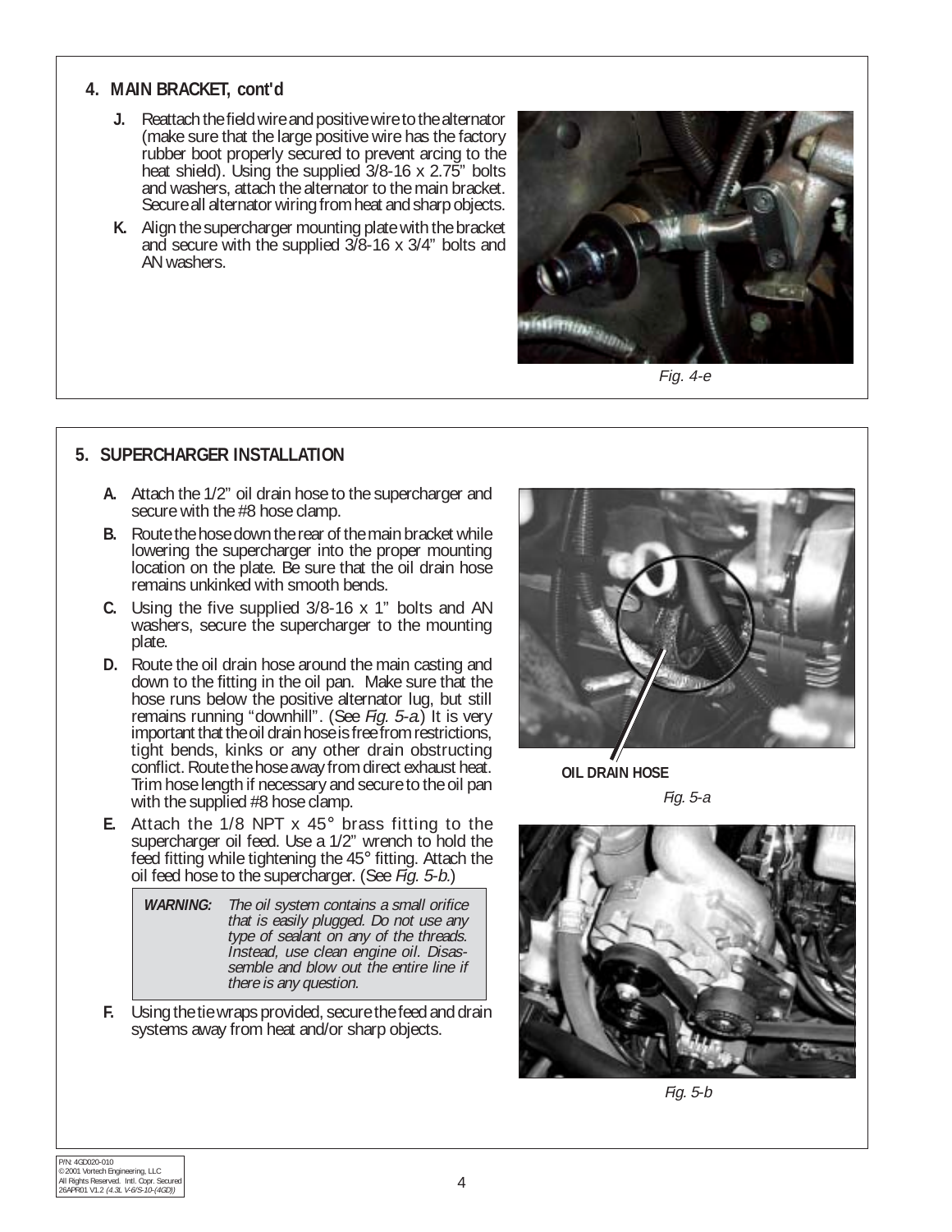## 4. MAIN BRACKET, cont'd

**J.** Reattach the field wire and positive wire to the alternator (make sure that the large positive wire has the factory rubber boot properly secured to prevent arcing to the heat shield). Using the supplied 3/8-16 x 2.75" bolts and washers, attach the alternator to the main bracket. Secure all alternator wiring from heat and sharp objects.

**K.** Align the supercharger mounting plate with the bracket and secure with the supplied 3/8-16 x 3/4" bolts and AN washers.

*Fig. 4-e*

## 5. SUPERCHARGER INSTALLATION

**A.** Attach the 1/2" oil drain hose to the supercharger and secure with the #8 hose clamp.

**B.** Route the hose down the rear of the main bracket while lowering the supercharger into the proper mounting location on the plate. Be sure that the oil drain hose remains unkinked with smooth bends.

**C.** Using the five supplied 3/8-16 x 1" bolts and AN washers, secure the supercharger to the mounting plate.

**D.** Route the oil drain hose around the main casting and down to the fitting in the oil pan. Make sure that the hose runs below the positive alternator lug, but still remains running "downhill". (See *Fig. 5-a*.) It is very important that the oil drain hose is free from restrictions, tight bends, kinks or any other drain obstructing conflict. Route the hose away from direct exhaust heat. Trim hose length if necessary and secure to the oil pan with the supplied #8 hose clamp.

**E.** Attach the 1/8 NPT x 45° brass fitting to the supercharger oil feed. Use a 1/2" wrench to hold the feed fitting while tightening the 45° fitting. Attach the oil feed hose to the supercharger. (See *Fig. 5-b*.)

> ***WARNING:*** *The oil system contains a small orifice that is easily plugged. Do not use any type of sealant on any of the threads. Instead, use clean engine oil. Disassemble and blow out the entire line if there is any question.*

**F.** Using the tie wraps provided, secure the feed and drain systems away from heat and/or sharp objects.

**OIL DRAIN HOSE**

*Fig. 5-a*

*Fig. 5-b*

P/N: 4GD020-010
© 2001 Vortech Engineering, LLC
All Rights Reserved. Intl. Copr. Secured
26APR01 V1.2 *(4.3L V-6/S-10-(4GD))*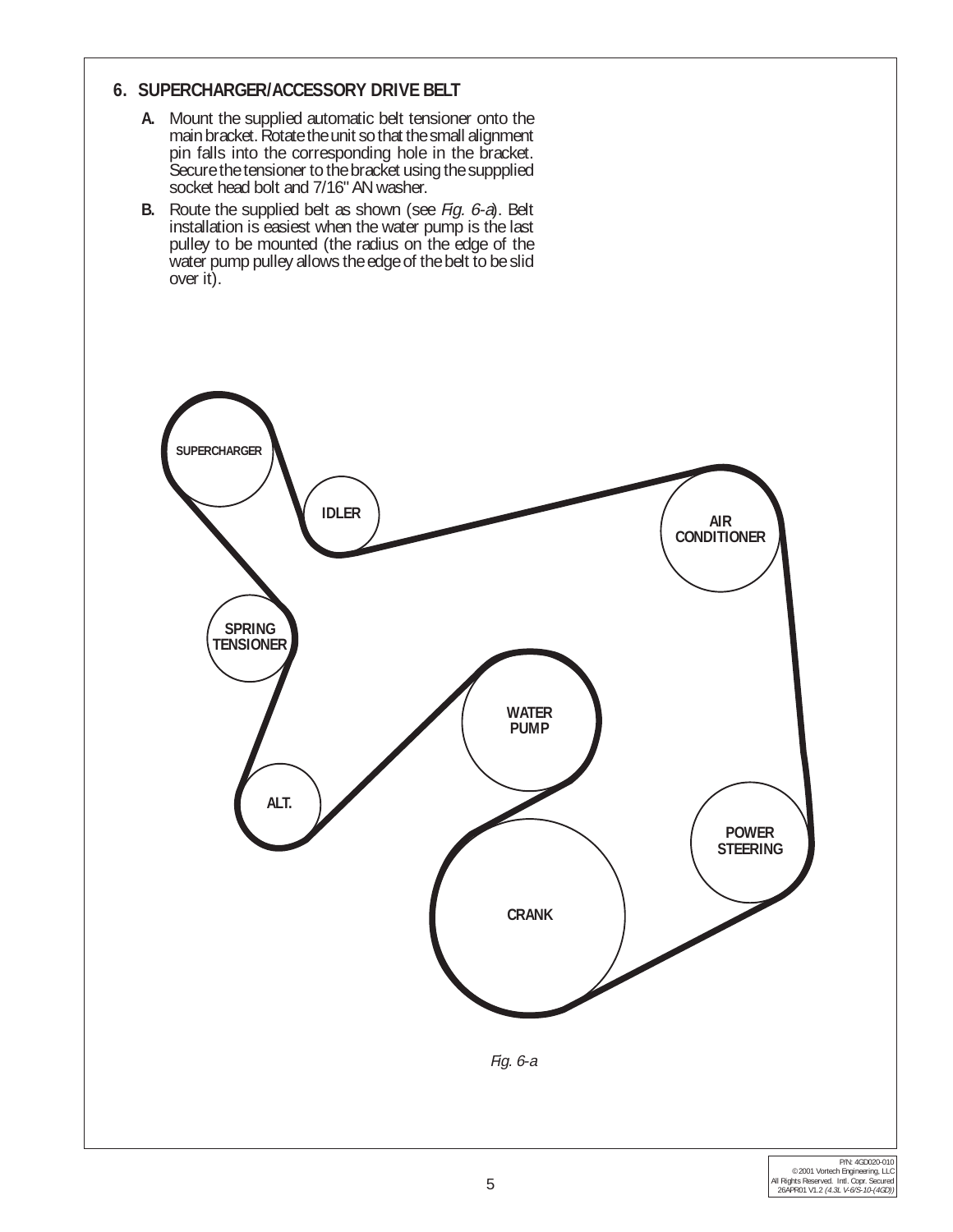## 6. SUPERCHARGER/ACCESSORY DRIVE BELT

**A.** Mount the supplied automatic belt tensioner onto the main bracket. Rotate the unit so that the small alignment pin falls into the corresponding hole in the bracket. Secure the tensioner to the bracket using the suppplied socket head bolt and 7/16" AN washer.

**B.** Route the supplied belt as shown (see *Fig. 6-a*). Belt installation is easiest when the water pump is the last pulley to be mounted (the radius on the edge of the water pump pulley allows the edge of the belt to be slid over it).

SUPERCHARGER

IDLER

AIR CONDITIONER

SPRING TENSIONER

WATER PUMP

ALT.

POWER STEERING

CRANK

*Fig. 6-a*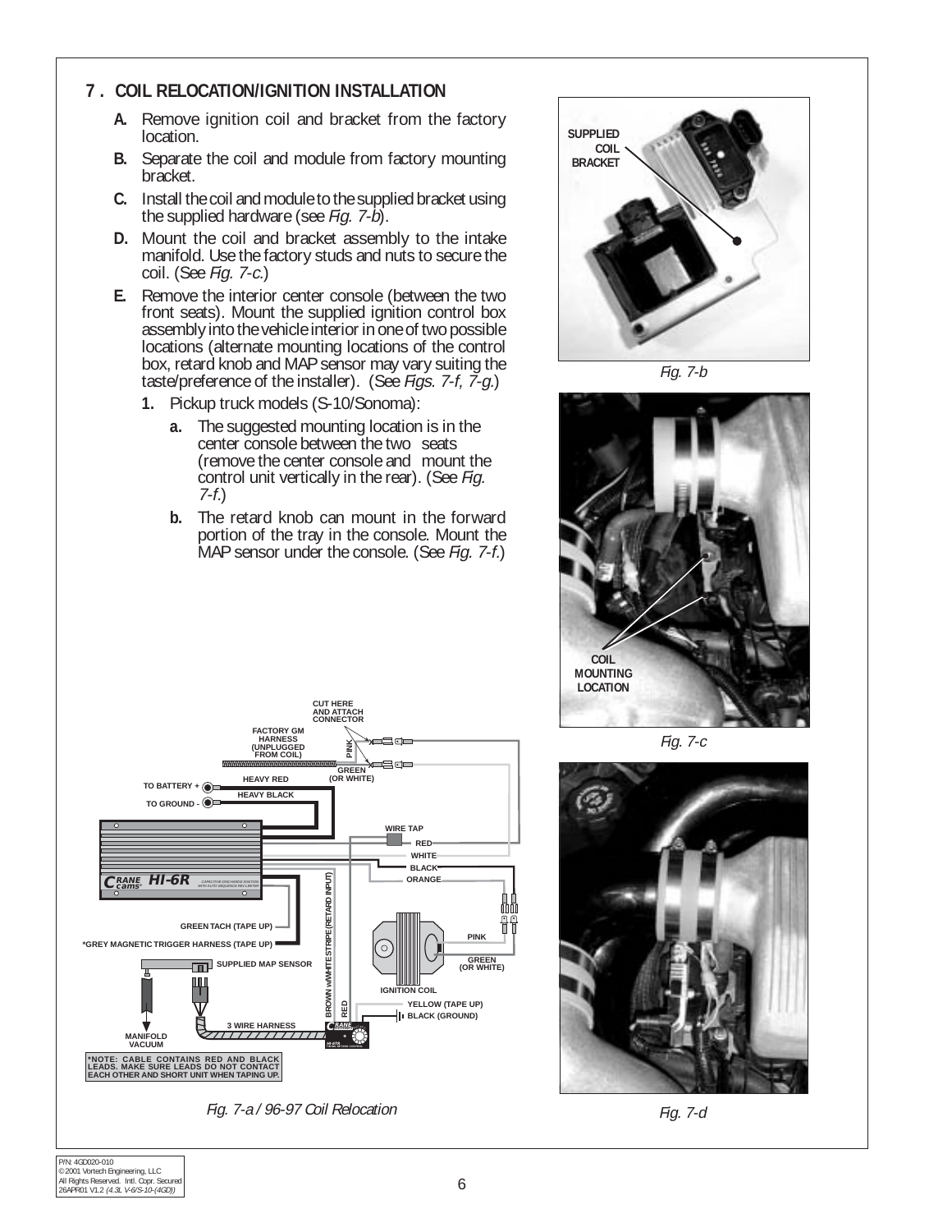## 7. COIL RELOCATION/IGNITION INSTALLATION

**A.** Remove ignition coil and bracket from the factory location.

**B.** Separate the coil and module from factory mounting bracket.

**C.** Install the coil and module to the supplied bracket using the supplied hardware (see *Fig. 7-b*).

**D.** Mount the coil and bracket assembly to the intake manifold. Use the factory studs and nuts to secure the coil. (See *Fig. 7-c.*)

**E.** Remove the interior center console (between the two front seats). Mount the supplied ignition control box assembly into the vehicle interior in one of two possible locations (alternate mounting locations of the control box, retard knob and MAP sensor may vary suiting the taste/preference of the installer). (See *Figs. 7-f, 7-g.*)

1. Pickup truck models (S-10/Sonoma):

   **a.** The suggested mounting location is in the center console between the two seats (remove the center console and mount the control unit vertically in the rear). (See *Fig. 7-f.*)

   **b.** The retard knob can mount in the forward portion of the tray in the console. Mount the MAP sensor under the console. (See *Fig. 7-f.*)

SUPPLIED COIL BRACKET

*Fig. 7-b*

COIL MOUNTING LOCATION

*Fig. 7-c*

*Fig. 7-d*

CUT HERE AND ATTACH CONNECTOR

FACTORY GM HARNESS (UNPLUGGED FROM COIL)

PINK

GREEN (OR WHITE)

TO BATTERY +

HEAVY RED

TO GROUND -

HEAVY BLACK

WIRE TAP

RED

WHITE

BLACK

ORANGE

CRANE cams HI-6R

GREEN TACH (TAPE UP)

*GREY MAGNETIC TRIGGER HARNESS (TAPE UP)

BROWN w/WHITE STRIPE (RETARD INPUT)

PINK

GREEN (OR WHITE)

SUPPLIED MAP SENSOR

IGNITION COIL

RED

YELLOW (TAPE UP)

BLACK (GROUND)

3 WIRE HARNESS

MANIFOLD VACUUM

*NOTE: CABLE CONTAINS RED AND BLACK LEADS. MAKE SURE LEADS DO NOT CONTACT EACH OTHER AND SHORT UNIT WHEN TAPING UP.

*Fig. 7-a / 96-97 Coil Relocation*

P/N: 4GD020-010
© 2001 Vortech Engineering, LLC
All Rights Reserved. Intl. Copr. Secured
26APR01 V1.2 *(4.3L V-6/S-10-(4GD))*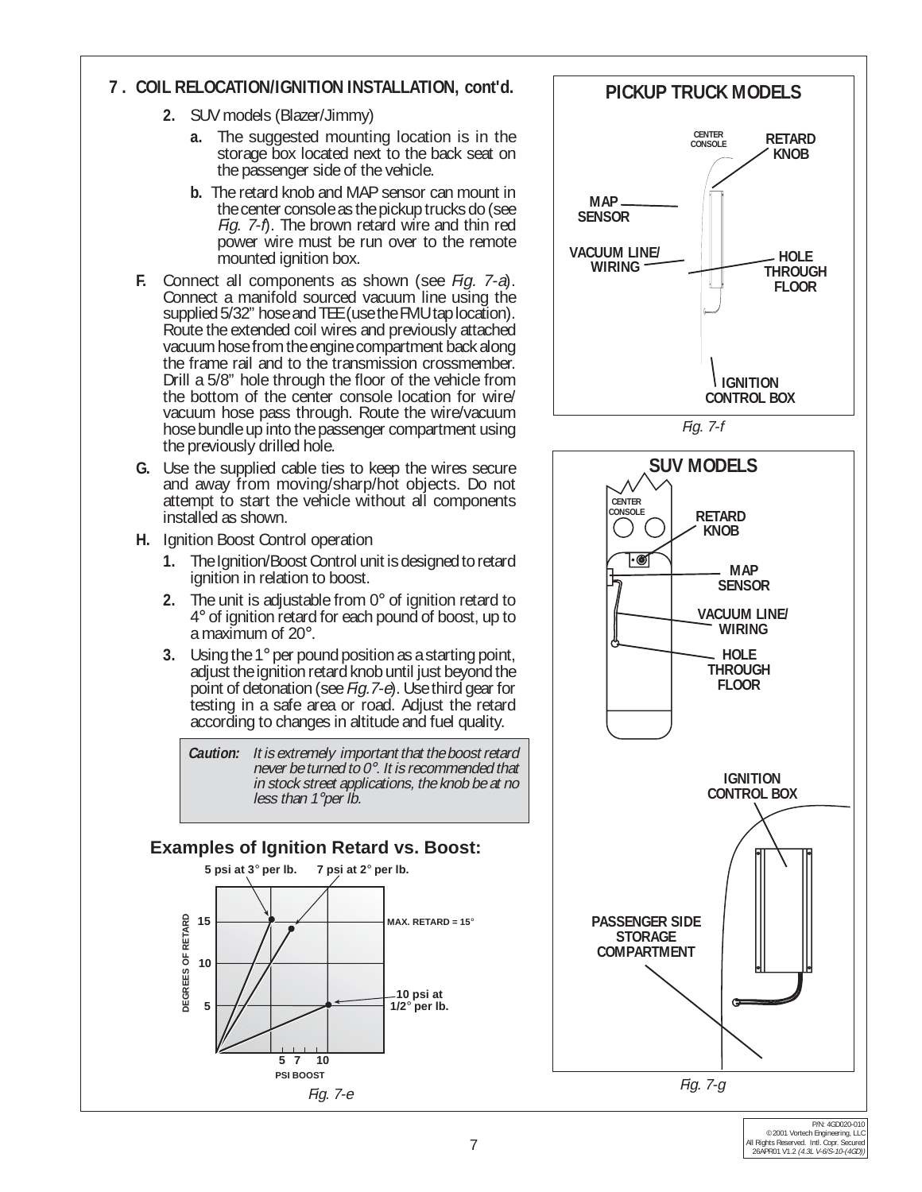## 7. COIL RELOCATION/IGNITION INSTALLATION, cont'd.

2. SUV models (Blazer/Jimmy)
   a. The suggested mounting location is in the storage box located next to the back seat on the passenger side of the vehicle.
   b. The retard knob and MAP sensor can mount in the center console as the pickup trucks do (see *Fig. 7-f*). The brown retard wire and thin red power wire must be run over to the remote mounted ignition box.

**F.** Connect all components as shown (see *Fig. 7-a*). Connect a manifold sourced vacuum line using the supplied 5/32" hose and TEE (use the FMU tap location). Route the extended coil wires and previously attached vacuum hose from the engine compartment back along the frame rail and to the transmission crossmember. Drill a 5/8" hole through the floor of the vehicle from the bottom of the center console location for wire/vacuum hose pass through. Route the wire/vacuum hose bundle up into the passenger compartment using the previously drilled hole.

**G.** Use the supplied cable ties to keep the wires secure and away from moving/sharp/hot objects. Do not attempt to start the vehicle without all components installed as shown.

**H.** Ignition Boost Control operation

1. The Ignition/Boost Control unit is designed to retard ignition in relation to boost.
2. The unit is adjustable from 0° of ignition retard to 4° of ignition retard for each pound of boost, up to a maximum of 20°.
3. Using the 1° per pound position as a starting point, adjust the ignition retard knob until just beyond the point of detonation (see *Fig.7-e*). Use third gear for testing in a safe area or road. Adjust the retard according to changes in altitude and fuel quality.

> ***Caution:*** *It is extremely important that the boost retard never be turned to 0°. It is recommended that in stock street applications, the knob be at no less than 1° per lb.*

### Examples of Ignition Retard vs. Boost:

5 psi at 3° per lb. — 7 psi at 2° per lb. — MAX. RETARD = 15° — 10 psi at 1/2° per lb.

DEGREES OF RETARD: 5, 10, 15 — PSI BOOST: 5, 7, 10

*Fig. 7-e*

### PICKUP TRUCK MODELS

CENTER CONSOLE — RETARD KNOB — MAP SENSOR — VACUUM LINE/ WIRING — HOLE THROUGH FLOOR — IGNITION CONTROL BOX

*Fig. 7-f*

### SUV MODELS

CENTER CONSOLE — RETARD KNOB — MAP SENSOR — VACUUM LINE/ WIRING — HOLE THROUGH FLOOR — IGNITION CONTROL BOX — PASSENGER SIDE STORAGE COMPARTMENT

*Fig. 7-g*

P/N: 4GD020-010
© 2001 Vortech Engineering, LLC
All Rights Reserved. Intl. Copr. Secured
26APR01 V1.2 *(4.3L V-6/S-10-(4GD))*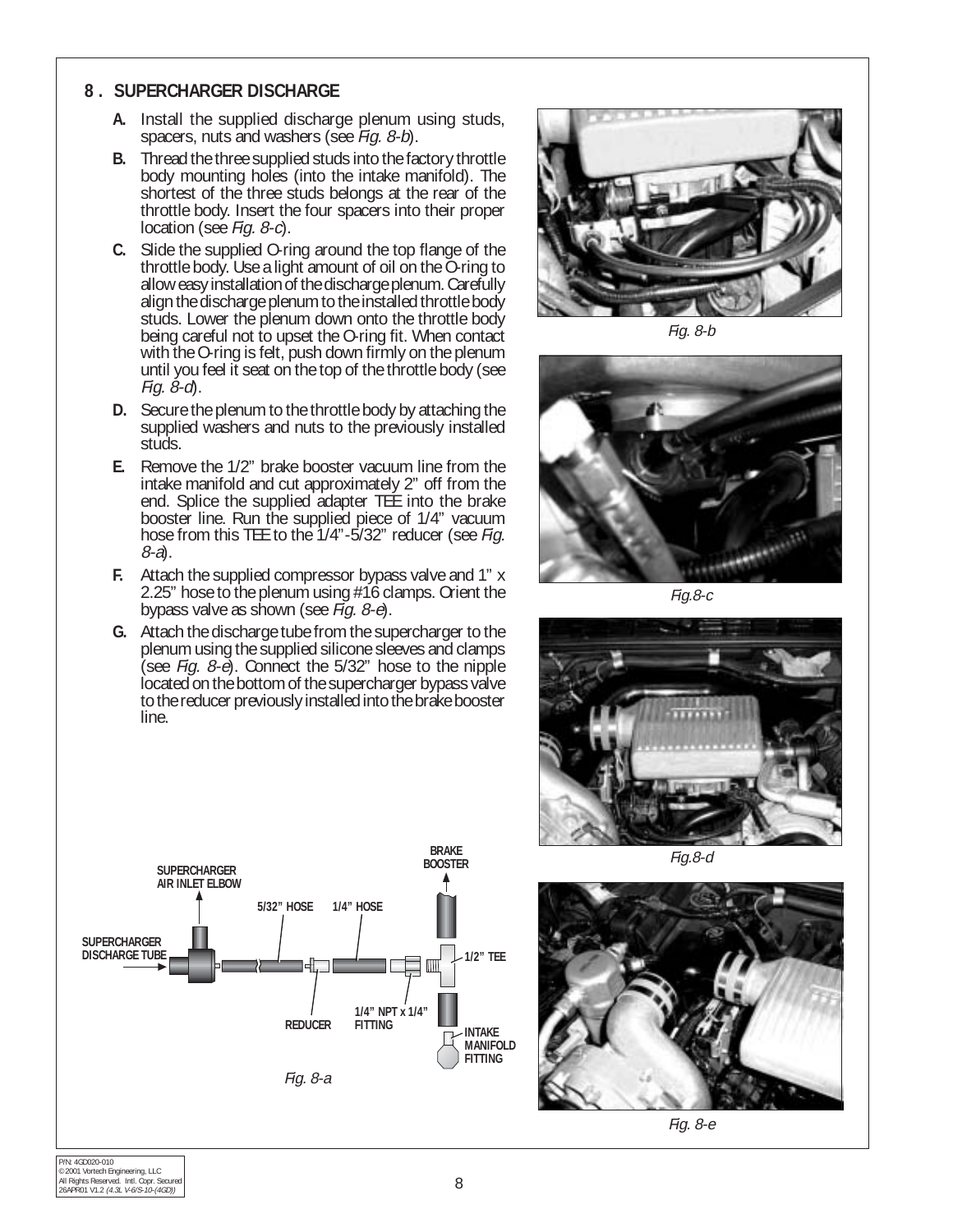## 8 . SUPERCHARGER DISCHARGE

**A.** Install the supplied discharge plenum using studs, spacers, nuts and washers (see *Fig. 8-b*).

**B.** Thread the three supplied studs into the factory throttle body mounting holes (into the intake manifold). The shortest of the three studs belongs at the rear of the throttle body. Insert the four spacers into their proper location (see *Fig. 8-c*).

**C.** Slide the supplied O-ring around the top flange of the throttle body. Use a light amount of oil on the O-ring to allow easy installation of the discharge plenum. Carefully align the discharge plenum to the installed throttle body studs. Lower the plenum down onto the throttle body being careful not to upset the O-ring fit. When contact with the O-ring is felt, push down firmly on the plenum until you feel it seat on the top of the throttle body (see *Fig. 8-d*).

**D.** Secure the plenum to the throttle body by attaching the supplied washers and nuts to the previously installed studs.

**E.** Remove the 1/2" brake booster vacuum line from the intake manifold and cut approximately 2" off from the end. Splice the supplied adapter TEE into the brake booster line. Run the supplied piece of 1/4" vacuum hose from this TEE to the 1/4"-5/32" reducer (see *Fig. 8-a*).

**F.** Attach the supplied compressor bypass valve and 1" x 2.25" hose to the plenum using #16 clamps. Orient the bypass valve as shown (see *Fig. 8-e*).

**G.** Attach the discharge tube from the supercharger to the plenum using the supplied silicone sleeves and clamps (see *Fig. 8-e*). Connect the 5/32" hose to the nipple located on the bottom of the supercharger bypass valve to the reducer previously installed into the brake booster line.

*Fig. 8-b*

*Fig.8-c*

*Fig.8-d*

SUPERCHARGER AIR INLET ELBOW
SUPERCHARGER DISCHARGE TUBE
5/32" HOSE
1/4" HOSE
BRAKE BOOSTER
1/2" TEE
REDUCER
1/4" NPT x 1/4" FITTING
INTAKE MANIFOLD FITTING

*Fig. 8-a*

*Fig. 8-e*

P/N: 4GD020-010
© 2001 Vortech Engineering, LLC
All Rights Reserved. Intl. Copr. Secured
26APR01 V1.2 *(4.3L V-6/S-10-(4GD))*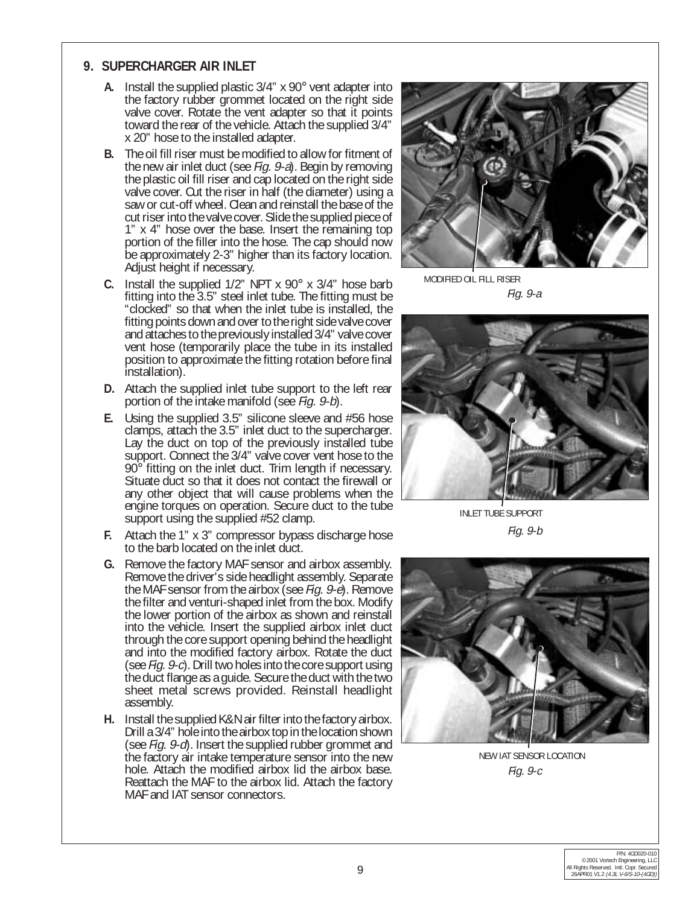## 9. SUPERCHARGER AIR INLET

**A.** Install the supplied plastic 3/4" x 90° vent adapter into the factory rubber grommet located on the right side valve cover. Rotate the vent adapter so that it points toward the rear of the vehicle. Attach the supplied 3/4" x 20" hose to the installed adapter.

**B.** The oil fill riser must be modified to allow for fitment of the new air inlet duct (see *Fig. 9-a*). Begin by removing the plastic oil fill riser and cap located on the right side valve cover. Cut the riser in half (the diameter) using a saw or cut-off wheel. Clean and reinstall the base of the cut riser into the valve cover. Slide the supplied piece of 1" x 4" hose over the base. Insert the remaining top portion of the filler into the hose. The cap should now be approximately 2-3" higher than its factory location. Adjust height if necessary.

**C.** Install the supplied 1/2" NPT x 90° x 3/4" hose barb fitting into the 3.5" steel inlet tube. The fitting must be "clocked" so that when the inlet tube is installed, the fitting points down and over to the right side valve cover and attaches to the previously installed 3/4" valve cover vent hose (temporarily place the tube in its installed position to approximate the fitting rotation before final installation).

**D.** Attach the supplied inlet tube support to the left rear portion of the intake manifold (see *Fig. 9-b*).

**E.** Using the supplied 3.5" silicone sleeve and #56 hose clamps, attach the 3.5" inlet duct to the supercharger. Lay the duct on top of the previously installed tube support. Connect the 3/4" valve cover vent hose to the 90° fitting on the inlet duct. Trim length if necessary. Situate duct so that it does not contact the firewall or any other object that will cause problems when the engine torques on operation. Secure duct to the tube support using the supplied #52 clamp.

**F.** Attach the 1" x 3" compressor bypass discharge hose to the barb located on the inlet duct.

**G.** Remove the factory MAF sensor and airbox assembly. Remove the driver's side headlight assembly. Separate the MAF sensor from the airbox (see *Fig. 9-e*). Remove the filter and venturi-shaped inlet from the box. Modify the lower portion of the airbox as shown and reinstall into the vehicle. Insert the supplied airbox inlet duct through the core support opening behind the headlight and into the modified factory airbox. Rotate the duct (see *Fig. 9-c*). Drill two holes into the core support using the duct flange as a guide. Secure the duct with the two sheet metal screws provided. Reinstall headlight assembly.

**H.** Install the supplied K&N air filter into the factory airbox. Drill a 3/4" hole into the airbox top in the location shown (see *Fig. 9-d*). Insert the supplied rubber grommet and the factory air intake temperature sensor into the new hole. Attach the modified airbox lid the airbox base. Reattach the MAF to the airbox lid. Attach the factory MAF and IAT sensor connectors.

MODIFIED OIL FILL RISER

*Fig. 9-a*

INLET TUBE SUPPORT

*Fig. 9-b*

NEW IAT SENSOR LOCATION

*Fig. 9-c*

P/N: 4GD020-010
©2001 Vortech Engineering, LLC
All Rights Reserved. Intl. Copr. Secured
26APR01 V1.2 *(4.3L V-6/S-10-(4GD))*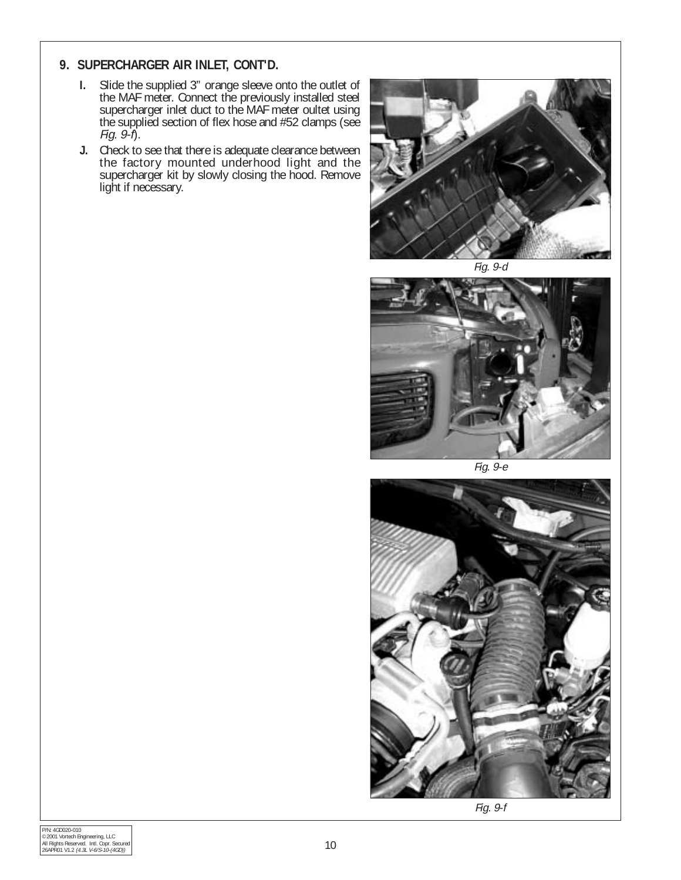## 9. SUPERCHARGER AIR INLET, CONT'D.

**I.** Slide the supplied 3" orange sleeve onto the outlet of the MAF meter. Connect the previously installed steel supercharger inlet duct to the MAF meter oultet using the supplied section of flex hose and #52 clamps (see *Fig. 9-f*).

**J.** Check to see that there is adequate clearance between the factory mounted underhood light and the supercharger kit by slowly closing the hood. Remove light if necessary.

*Fig. 9-d*

*Fig. 9-e*

*Fig. 9-f*

P/N: 4GD020-010
© 2001 Vortech Engineering, LLC
All Rights Reserved. Intl. Copr. Secured
26APR01 V1.2 *(4.3L V-6/S-10-(4GD))*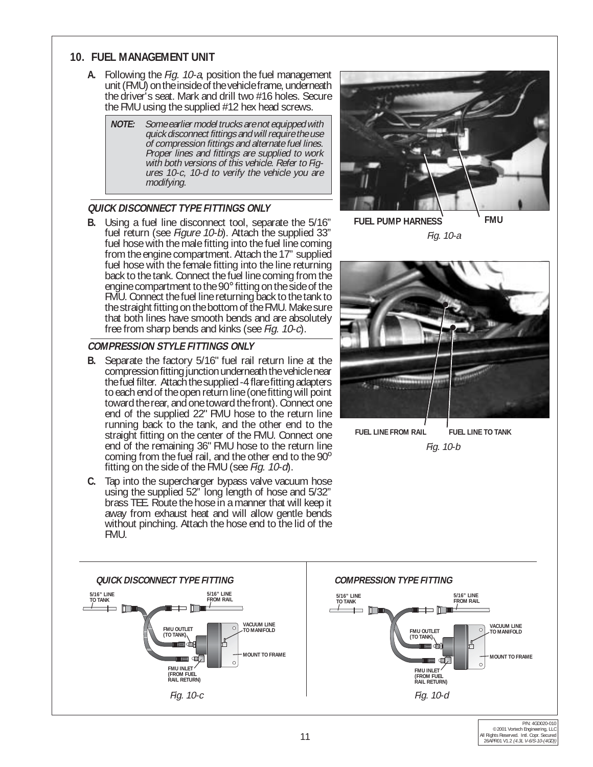## 10. FUEL MANAGEMENT UNIT

**A.** Following the *Fig. 10-a*, position the fuel management unit (FMU) on the inside of the vehicle frame, underneath the driver's seat. Mark and drill two #16 holes. Secure the FMU using the supplied #12 hex head screws.

> ***NOTE:*** *Some earlier model trucks are not equipped with quick disconnect fittings and will require the use of compression fittings and alternate fuel lines. Proper lines and fittings are supplied to work with both versions of this vehicle. Refer to Figures 10-c, 10-d to verify the vehicle you are modifying.*

### *QUICK DISCONNECT TYPE FITTINGS ONLY*

**B.** Using a fuel line disconnect tool, separate the 5/16" fuel return (see *Figure 10-b*). Attach the supplied 33" fuel hose with the male fitting into the fuel line coming from the engine compartment. Attach the 17" supplied fuel hose with the female fitting into the line returning back to the tank. Connect the fuel line coming from the engine compartment to the 90° fitting on the side of the FMU. Connect the fuel line returning back to the tank to the straight fitting on the bottom of the FMU. Make sure that both lines have smooth bends and are absolutely free from sharp bends and kinks (see *Fig. 10-c*).

### *COMPRESSION STYLE FITTINGS ONLY*

**B.** Separate the factory 5/16" fuel rail return line at the compression fitting junction underneath the vehicle near the fuel filter. Attach the supplied -4 flare fitting adapters to each end of the open return line (one fitting will point toward the rear, and one toward the front). Connect one end of the supplied 22" FMU hose to the return line running back to the tank, and the other end to the straight fitting on the center of the FMU. Connect one end of the remaining 36" FMU hose to the return line coming from the fuel rail, and the other end to the 90° fitting on the side of the FMU (see *Fig. 10-d*).

**C.** Tap into the supercharger bypass valve vacuum hose using the supplied 52" long length of hose and 5/32" brass TEE. Route the hose in a manner that will keep it away from exhaust heat and will allow gentle bends without pinching. Attach the hose end to the lid of the FMU.

FUEL PUMP HARNESS — FMU

*Fig. 10-a*

FUEL LINE FROM RAIL — FUEL LINE TO TANK

*Fig. 10-b*

***QUICK DISCONNECT TYPE FITTING***

5/16" LINE TO TANK; 5/16" LINE FROM RAIL; FMU OUTLET (TO TANK); VACUUM LINE TO MANIFOLD; MOUNT TO FRAME; FMU INLET (FROM FUEL RAIL RETURN)

*Fig. 10-c*

***COMPRESSION TYPE FITTING***

5/16" LINE TO TANK; 5/16" LINE FROM RAIL; FMU OUTLET (TO TANK); VACUUM LINE TO MANIFOLD; MOUNT TO FRAME; FMU INLET (FROM FUEL RAIL RETURN)

*Fig. 10-d*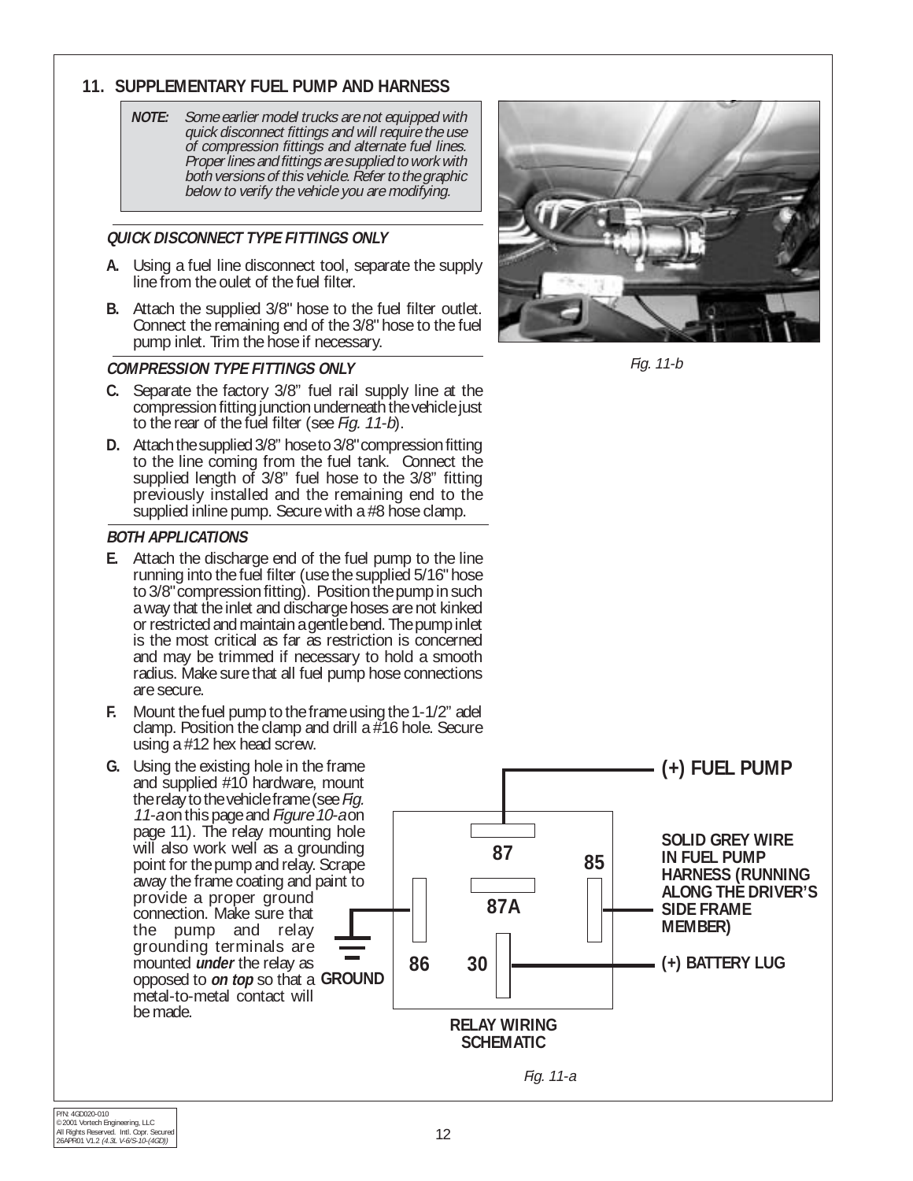## 11. SUPPLEMENTARY FUEL PUMP AND HARNESS

> ***NOTE:*** *Some earlier model trucks are not equipped with quick disconnect fittings and will require the use of compression fittings and alternate fuel lines. Proper lines and fittings are supplied to work with both versions of this vehicle. Refer to the graphic below to verify the vehicle you are modifying.*

### *QUICK DISCONNECT TYPE FITTINGS ONLY*

**A.** Using a fuel line disconnect tool, separate the supply line from the oulet of the fuel filter.

**B.** Attach the supplied 3/8" hose to the fuel filter outlet. Connect the remaining end of the 3/8" hose to the fuel pump inlet. Trim the hose if necessary.

### *COMPRESSION TYPE FITTINGS ONLY*

**C.** Separate the factory 3/8" fuel rail supply line at the compression fitting junction underneath the vehicle just to the rear of the fuel filter (see *Fig. 11-b*).

**D.** Attach the supplied 3/8" hose to 3/8" compression fitting to the line coming from the fuel tank. Connect the supplied length of 3/8" fuel hose to the 3/8" fitting previously installed and the remaining end to the supplied inline pump. Secure with a #8 hose clamp.

### *BOTH APPLICATIONS*

**E.** Attach the discharge end of the fuel pump to the line running into the fuel filter (use the supplied 5/16" hose to 3/8" compression fitting). Position the pump in such a way that the inlet and discharge hoses are not kinked or restricted and maintain a gentle bend. The pump inlet is the most critical as far as restriction is concerned and may be trimmed if necessary to hold a smooth radius. Make sure that all fuel pump hose connections are secure.

**F.** Mount the fuel pump to the frame using the 1-1/2" adel clamp. Position the clamp and drill a #16 hole. Secure using a #12 hex head screw.

**G.** Using the existing hole in the frame and supplied #10 hardware, mount the relay to the vehicle frame (see *Fig. 11-a* on this page and *Figure 10-a* on page 11). The relay mounting hole will also work well as a grounding point for the pump and relay. Scrape away the frame coating and paint to provide a proper ground connection. Make sure that the pump and relay grounding terminals are mounted ***under*** the relay as opposed to ***on top*** so that a metal-to-metal contact will be made.

*Fig. 11-b*

(+) FUEL PUMP

87

85

87A

SOLID GREY WIRE IN FUEL PUMP HARNESS (RUNNING ALONG THE DRIVER'S SIDE FRAME MEMBER)

86

30

(+) BATTERY LUG

GROUND

RELAY WIRING SCHEMATIC

*Fig. 11-a*

P/N: 4GD020-010
© 2001 Vortech Engineering, LLC
All Rights Reserved. Intl. Copr. Secured
26APR01 V1.2 *(4.3L V-6/S-10-(4GD))*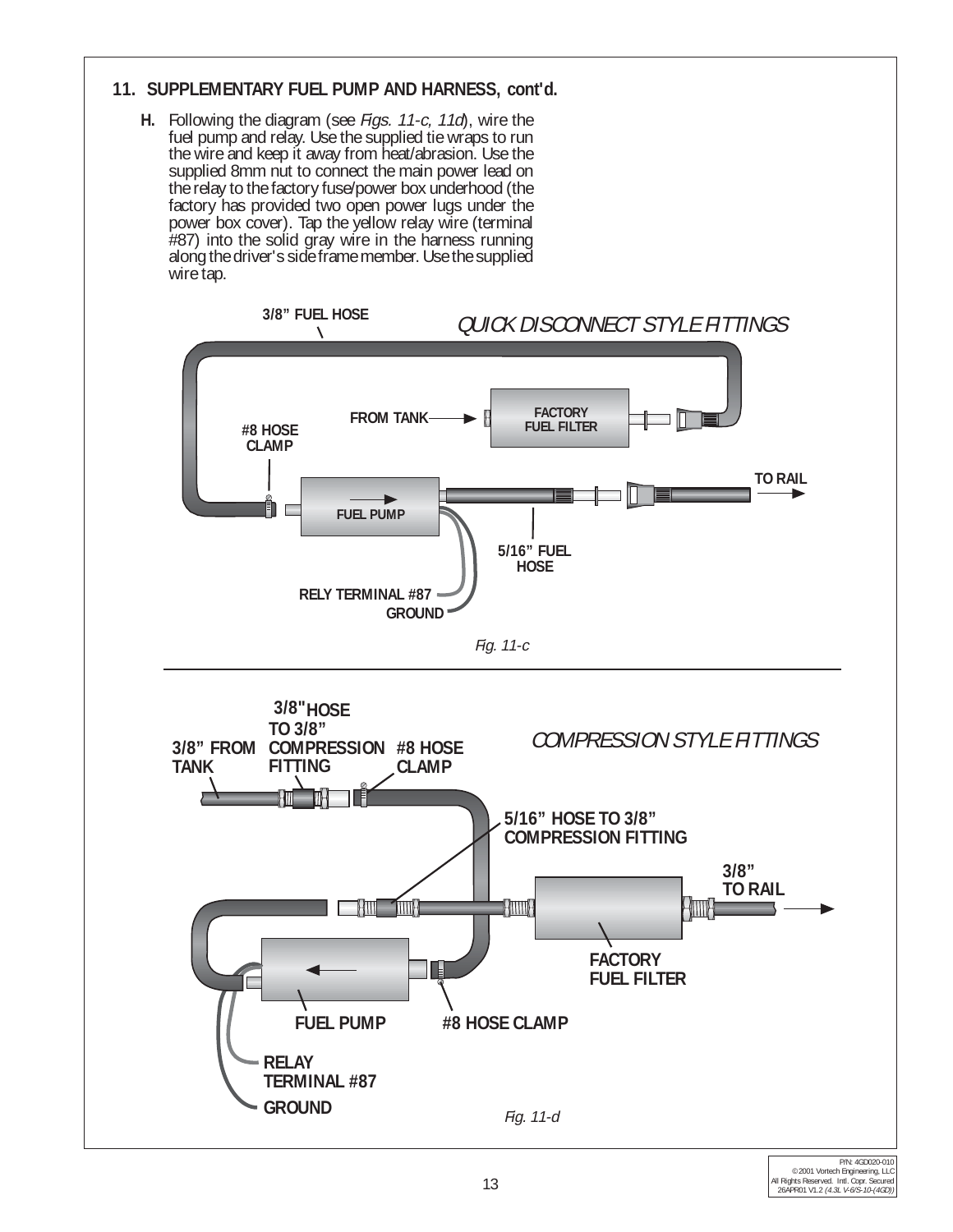## 11. SUPPLEMENTARY FUEL PUMP AND HARNESS, cont'd.

**H.** Following the diagram (see *Figs. 11-c, 11d*), wire the fuel pump and relay. Use the supplied tie wraps to run the wire and keep it away from heat/abrasion. Use the supplied 8mm nut to connect the main power lead on the relay to the factory fuse/power box underhood (the factory has provided two open power lugs under the power box cover). Tap the yellow relay wire (terminal #87) into the solid gray wire in the harness running along the driver's side frame member. Use the supplied wire tap.

3/8" FUEL HOSE

QUICK DISCONNECT STYLE FITTINGS

FROM TANK

FACTORY FUEL FILTER

#8 HOSE CLAMP

FUEL PUMP

TO RAIL

5/16" FUEL HOSE

RELY TERMINAL #87

GROUND

*Fig. 11-c*

3/8" HOSE TO 3/8" COMPRESSION FITTING

3/8" FROM TANK

#8 HOSE CLAMP

COMPRESSION STYLE FITTINGS

5/16" HOSE TO 3/8" COMPRESSION FITTING

3/8" TO RAIL

FACTORY FUEL FILTER

FUEL PUMP

#8 HOSE CLAMP

RELAY TERMINAL #87

GROUND

*Fig. 11-d*

P/N: 4GD020-010
© 2001 Vortech Engineering, LLC
All Rights Reserved. Intl. Copr. Secured
26APR01 V1.2 *(4.3L V-6/S-10-(4GD))*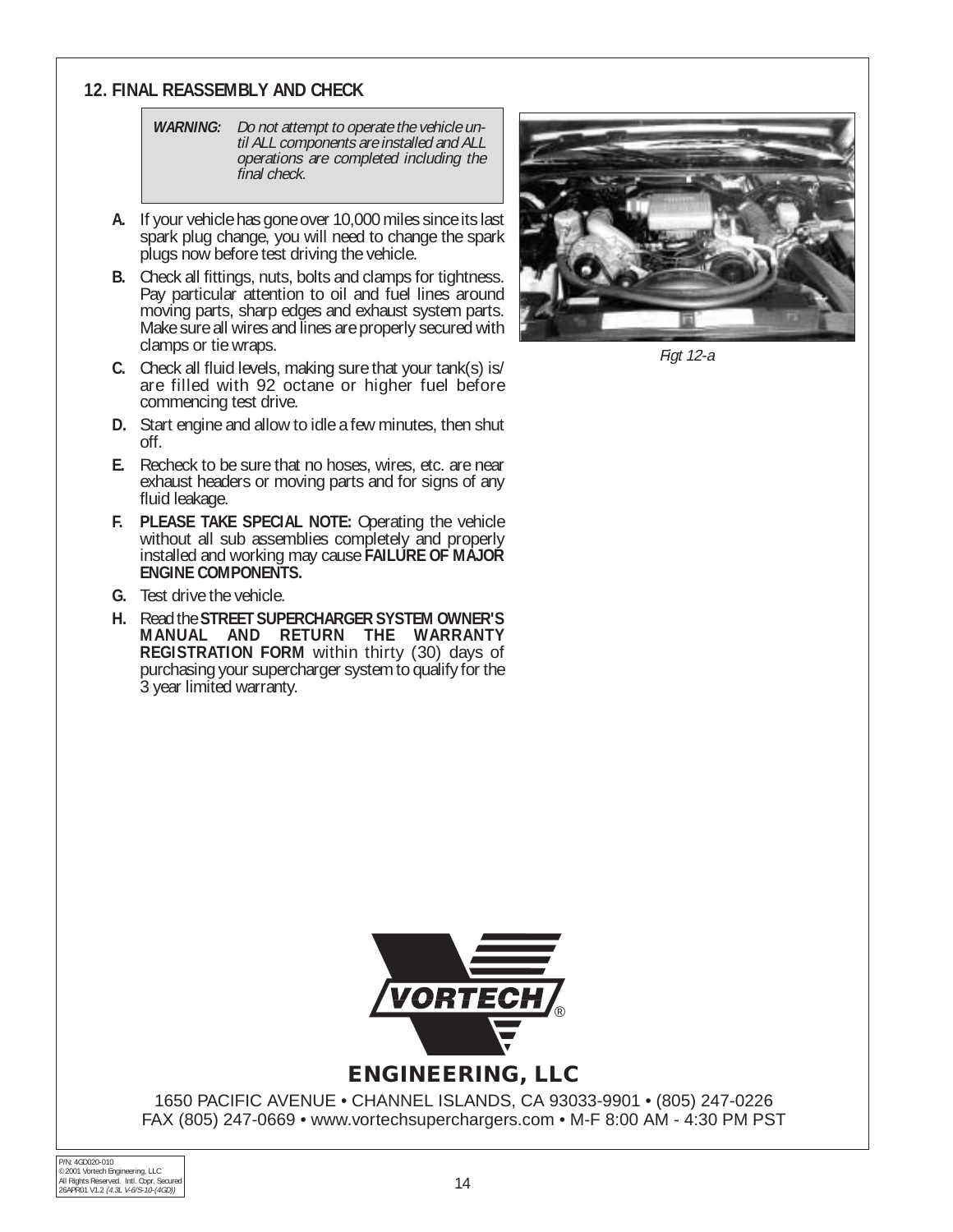## 12. FINAL REASSEMBLY AND CHECK

> ***WARNING:*** *Do not attempt to operate the vehicle until ALL components are installed and ALL operations are completed including the final check.*

**A.** If your vehicle has gone over 10,000 miles since its last spark plug change, you will need to change the spark plugs now before test driving the vehicle.

**B.** Check all fittings, nuts, bolts and clamps for tightness. Pay particular attention to oil and fuel lines around moving parts, sharp edges and exhaust system parts. Make sure all wires and lines are properly secured with clamps or tie wraps.

**C.** Check all fluid levels, making sure that your tank(s) is/are filled with 92 octane or higher fuel before commencing test drive.

**D.** Start engine and allow to idle a few minutes, then shut off.

**E.** Recheck to be sure that no hoses, wires, etc. are near exhaust headers or moving parts and for signs of any fluid leakage.

**F.** **PLEASE TAKE SPECIAL NOTE:** Operating the vehicle without all sub assemblies completely and properly installed and working may cause **FAILURE OF MAJOR ENGINE COMPONENTS.**

**G.** Test drive the vehicle.

**H.** Read the **STREET SUPERCHARGER SYSTEM OWNER'S MANUAL AND RETURN THE WARRANTY REGISTRATION FORM** within thirty (30) days of purchasing your supercharger system to qualify for the 3 year limited warranty.

*Figt 12-a*

VORTECH®

**ENGINEERING, LLC**

1650 PACIFIC AVENUE • CHANNEL ISLANDS, CA 93033-9901 • (805) 247-0226
FAX (805) 247-0669 • www.vortechsuperchargers.com • M-F 8:00 AM - 4:30 PM PST

P/N: 4GD020-010
© 2001 Vortech Engineering, LLC
All Rights Reserved. Intl. Copr. Secured
26APR01 V1.2 *(4.3L V-6/S-10-(4GD))*